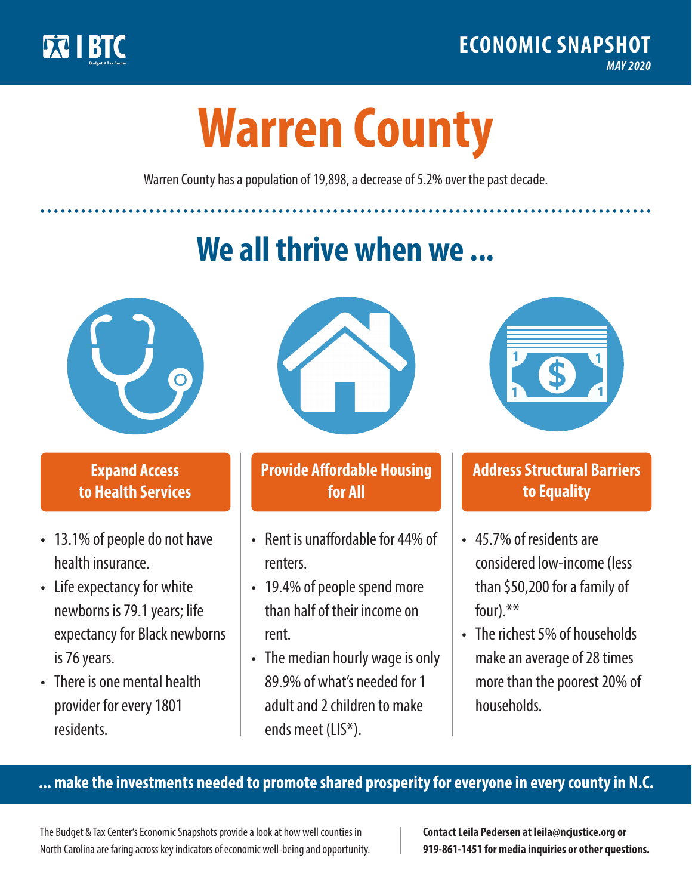BTC Budget & Tax Center

**ECONOMIC SNAPSHOT**

*MAY 2020*

# Warren County

Warren County has a population of 19,898, a decrease of 5.2% over the past decade.

## We all thrive when we ...

### Expand Access to Health Services

- 13.1% of people do not have health insurance.
- Life expectancy for white newborns is 79.1 years; life expectancy for Black newborns is 76 years.
- There is one mental health provider for every 1801 residents.

### Provide Affordable Housing for All

- Rent is unaffordable for 44% of renters.
- 19.4% of people spend more than half of their income on rent.
- The median hourly wage is only 89.9% of what's needed for 1 adult and 2 children to make ends meet (LIS*).

### Address Structural Barriers to Equality

- 45.7% of residents are considered low-income (less than $50,200 for a family of four).**
- The richest 5% of households make an average of 28 times more than the poorest 20% of households.

**... make the investments needed to promote shared prosperity for everyone in every county in N.C.**

The Budget & Tax Center's Economic Snapshots provide a look at how well counties in North Carolina are faring across key indicators of economic well-being and opportunity.

**Contact Leila Pedersen at leila@ncjustice.org or 919-861-1451 for media inquiries or other questions.**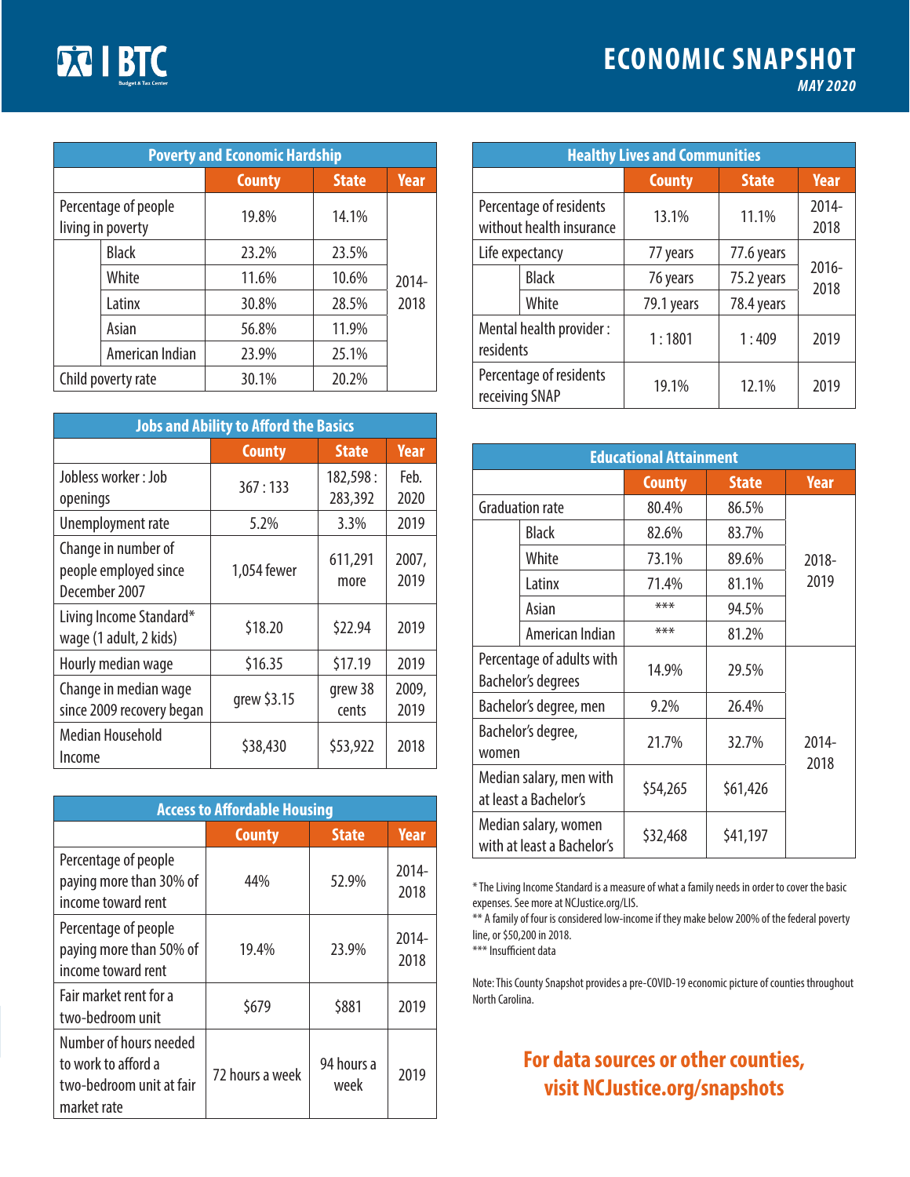# ECONOMIC SNAPSHOT

*MAY 2020*

## Poverty and Economic Hardship

| | | County | State | Year |
|---|---|---|---|---|
| Percentage of people living in poverty | | 19.8% | 14.1% | 2014-2018 |
| | Black | 23.2% | 23.5% | |
| | White | 11.6% | 10.6% | |
| | Latinx | 30.8% | 28.5% | |
| | Asian | 56.8% | 11.9% | |
| | American Indian | 23.9% | 25.1% | |
| Child poverty rate | | 30.1% | 20.2% | |

## Jobs and Ability to Afford the Basics

| | County | State | Year |
|---|---|---|---|
| Jobless worker : Job openings | 367 : 133 | 182,598 : 283,392 | Feb. 2020 |
| Unemployment rate | 5.2% | 3.3% | 2019 |
| Change in number of people employed since December 2007 | 1,054 fewer | 611,291 more | 2007, 2019 |
| Living Income Standard* wage (1 adult, 2 kids) | $18.20 | $22.94 | 2019 |
| Hourly median wage | $16.35 | $17.19 | 2019 |
| Change in median wage since 2009 recovery began | grew $3.15 | grew 38 cents | 2009, 2019 |
| Median Household Income | $38,430 | $53,922 | 2018 |

## Access to Affordable Housing

| | County | State | Year |
|---|---|---|---|
| Percentage of people paying more than 30% of income toward rent | 44% | 52.9% | 2014-2018 |
| Percentage of people paying more than 50% of income toward rent | 19.4% | 23.9% | 2014-2018 |
| Fair market rent for a two-bedroom unit | $679 | $881 | 2019 |
| Number of hours needed to work to afford a two-bedroom unit at fair market rate | 72 hours a week | 94 hours a week | 2019 |

## Healthy Lives and Communities

| | | County | State | Year |
|---|---|---|---|---|
| Percentage of residents without health insurance | | 13.1% | 11.1% | 2014-2018 |
| Life expectancy | | 77 years | 77.6 years | 2016-2018 |
| | Black | 76 years | 75.2 years | |
| | White | 79.1 years | 78.4 years | |
| Mental health provider : residents | | 1 : 1801 | 1 : 409 | 2019 |
| Percentage of residents receiving SNAP | | 19.1% | 12.1% | 2019 |

## Educational Attainment

| | | County | State | Year |
|---|---|---|---|---|
| Graduation rate | | 80.4% | 86.5% | 2018-2019 |
| | Black | 82.6% | 83.7% | |
| | White | 73.1% | 89.6% | |
| | Latinx | 71.4% | 81.1% | |
| | Asian | *** | 94.5% | |
| | American Indian | *** | 81.2% | |
| Percentage of adults with Bachelor's degrees | | 14.9% | 29.5% | 2014-2018 |
| Bachelor's degree, men | | 9.2% | 26.4% | |
| Bachelor's degree, women | | 21.7% | 32.7% | |
| Median salary, men with at least a Bachelor's | | $54,265 | $61,426 | |
| Median salary, women with at least a Bachelor's | | $32,468 | $41,197 | |

* The Living Income Standard is a measure of what a family needs in order to cover the basic expenses. See more at NCJustice.org/LIS.

** A family of four is considered low-income if they make below 200% of the federal poverty line, or $50,200 in 2018.

*** Insufficient data

Note: This County Snapshot provides a pre-COVID-19 economic picture of counties throughout North Carolina.

**For data sources or other counties, visit NCJustice.org/snapshots**